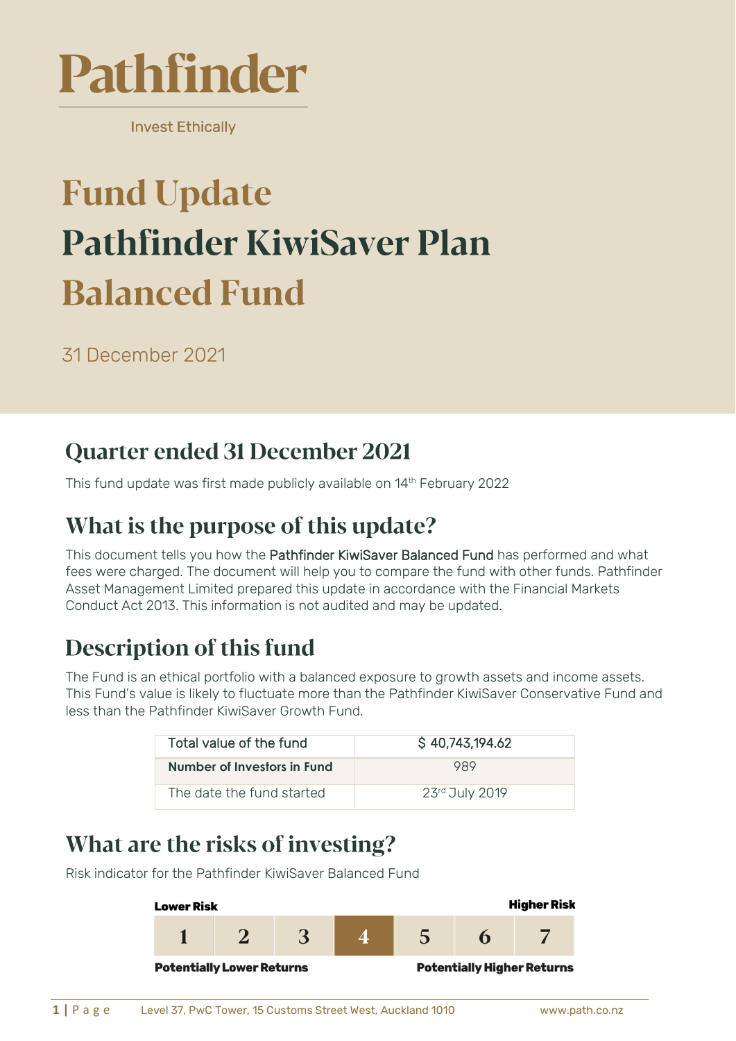# Pathfinder

Invest Ethically

# Fund Update

# Pathfinder KiwiSaver Plan

# Balanced Fund

31 December 2021

## Quarter ended 31 December 2021

This fund update was first made publicly available on 14th February 2022

## What is the purpose of this update?

This document tells you how the Pathfinder KiwiSaver Balanced Fund has performed and what fees were charged. The document will help you to compare the fund with other funds. Pathfinder Asset Management Limited prepared this update in accordance with the Financial Markets Conduct Act 2013. This information is not audited and may be updated.

## Description of this fund

The Fund is an ethical portfolio with a balanced exposure to growth assets and income assets. This Fund's value is likely to fluctuate more than the Pathfinder KiwiSaver Conservative Fund and less than the Pathfinder KiwiSaver Growth Fund.

| Total value of the fund | $ 40,743,194.62 |
|---|---|
| **Number of Investors in Fund** | 989 |
| The date the fund started | 23rd July 2019 |

## What are the risks of investing?

Risk indicator for the Pathfinder KiwiSaver Balanced Fund

**Lower Risk** — **Higher Risk**

| 1 | 2 | 3 | **4** | 5 | 6 | 7 |
|---|---|---|---|---|---|---|

**Potentially Lower Returns** — **Potentially Higher Returns**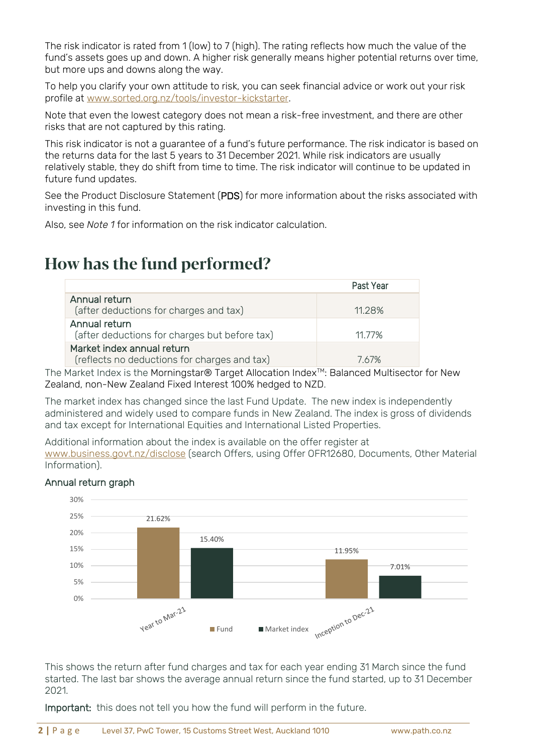The risk indicator is rated from 1 (low) to 7 (high). The rating reflects how much the value of the fund's assets goes up and down. A higher risk generally means higher potential returns over time, but more ups and downs along the way.

To help you clarify your own attitude to risk, you can seek financial advice or work out your risk profile at [www.sorted.org.nz/tools/investor-kickstarter](http://www.sorted.org.nz/tools/investor-kickstarter).

Note that even the lowest category does not mean a risk-free investment, and there are other risks that are not captured by this rating.

This risk indicator is not a guarantee of a fund's future performance. The risk indicator is based on the returns data for the last 5 years to 31 December 2021. While risk indicators are usually relatively stable, they do shift from time to time. The risk indicator will continue to be updated in future fund updates.

See the Product Disclosure Statement (PDS) for more information about the risks associated with investing in this fund.

Also, see *Note 1* for information on the risk indicator calculation.

# How has the fund performed?

| | Past Year |
|---|---|
| Annual return (after deductions for charges and tax) | 11.28% |
| Annual return (after deductions for charges but before tax) | 11.77% |
| Market index annual return (reflects no deductions for charges and tax) | 7.67% |

The Market Index is the Morningstar® Target Allocation Index™: Balanced Multisector for New Zealand, non-New Zealand Fixed Interest 100% hedged to NZD.

The market index has changed since the last Fund Update. The new index is independently administered and widely used to compare funds in New Zealand. The index is gross of dividends and tax except for International Equities and International Listed Properties.

Additional information about the index is available on the offer register at [www.business.govt.nz/disclose](http://www.business.govt.nz/disclose) (search Offers, using Offer OFR12680, Documents, Other Material Information).

## Annual return graph

| | Fund | Market index |
|---|---|---|
| Year to Mar-21 | 21.62% | 15.40% |
| Inception to Dec-21 | 11.95% | 7.01% |

This shows the return after fund charges and tax for each year ending 31 March since the fund started. The last bar shows the average annual return since the fund started, up to 31 December 2021.

**Important:** this does not tell you how the fund will perform in the future.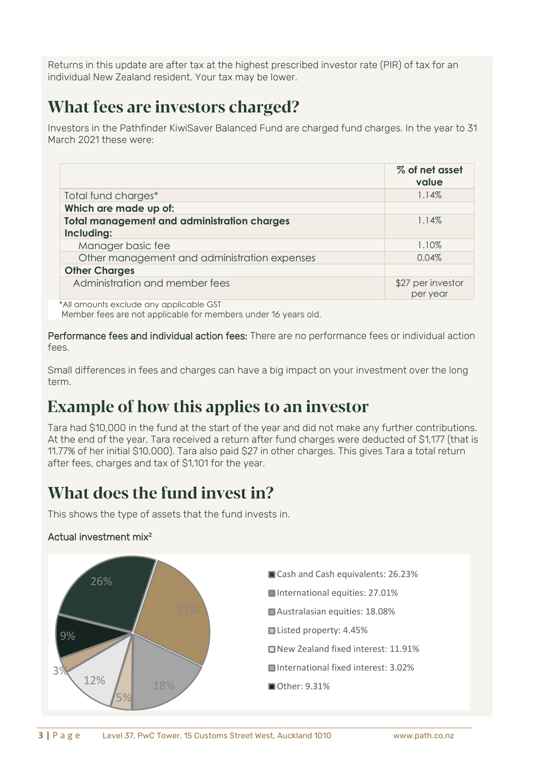Returns in this update are after tax at the highest prescribed investor rate (PIR) of tax for an individual New Zealand resident. Your tax may be lower.

## What fees are investors charged?

Investors in the Pathfinder KiwiSaver Balanced Fund are charged fund charges. In the year to 31 March 2021 these were:

| | % of net asset value |
|---|---|
| Total fund charges* | 1.14% |
| **Which are made up of:** | |
| **Total management and administration charges Including:** | 1.14% |
| Manager basic fee | 1.10% |
| Other management and administration expenses | 0.04% |
| **Other Charges** | |
| Administration and member fees | $27 per investor per year |

*All amounts exclude any applicable GST
Member fees are not applicable for members under 16 years old.

**Performance fees and individual action fees:** There are no performance fees or individual action fees.

Small differences in fees and charges can have a big impact on your investment over the long term.

## Example of how this applies to an investor

Tara had $10,000 in the fund at the start of the year and did not make any further contributions. At the end of the year, Tara received a return after fund charges were deducted of $1,177 (that is 11.77% of her initial $10,000). Tara also paid $27 in other charges. This gives Tara a total return after fees, charges and tax of $1,101 for the year.

## What does the fund invest in?

This shows the type of assets that the fund invests in.

Actual investment mix[2]

- Cash and Cash equivalents: 26.23%
- International equities: 27.01%
- Australasian equities: 18.08%
- Listed property: 4.45%
- New Zealand fixed interest: 11.91%
- International fixed interest: 3.02%
- Other: 9.31%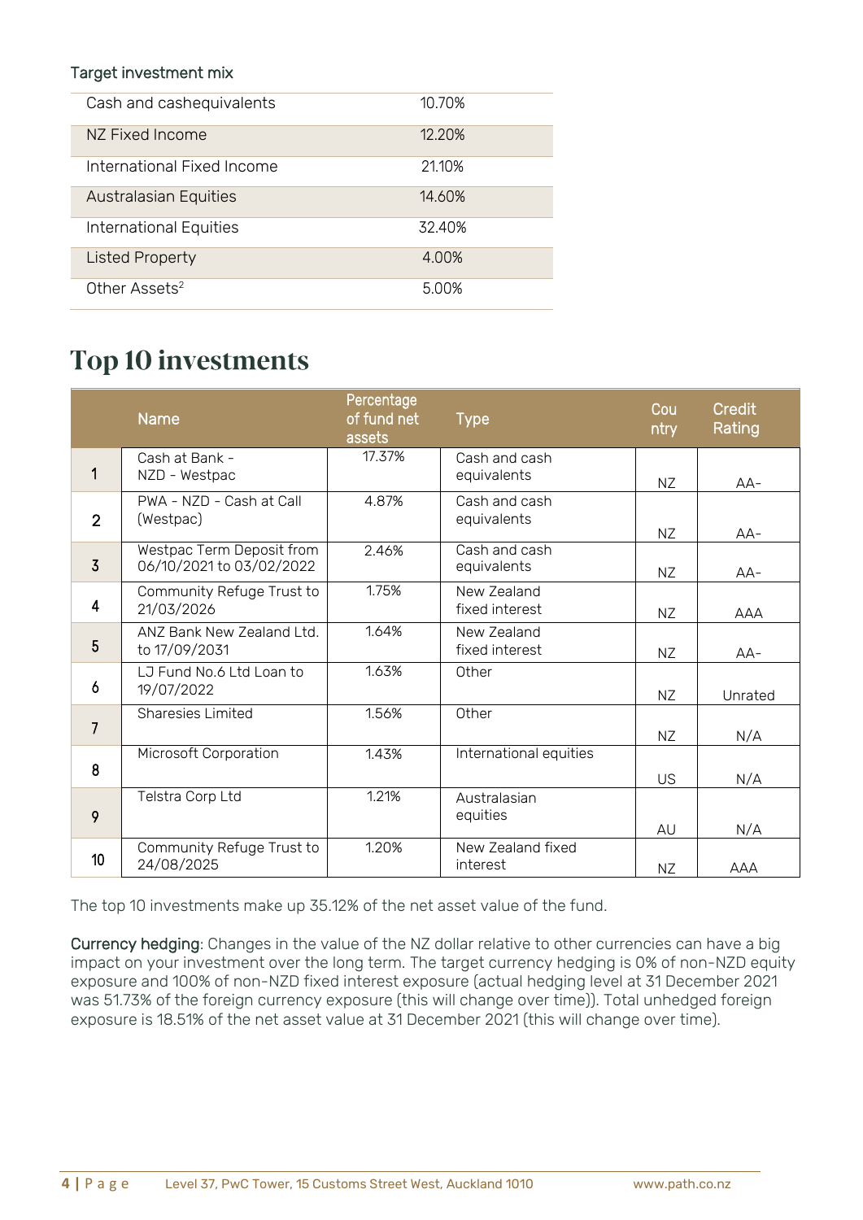Target investment mix

| | |
|---|---|
| Cash and cashequivalents | 10.70% |
| NZ Fixed Income | 12.20% |
| International Fixed Income | 21.10% |
| Australasian Equities | 14.60% |
| International Equities | 32.40% |
| Listed Property | 4.00% |
| Other Assets[2] | 5.00% |

# Top 10 investments

| | Name | Percentage of fund net assets | Type | Country | Credit Rating |
|---|---|---|---|---|---|
| 1 | Cash at Bank - NZD - Westpac | 17.37% | Cash and cash equivalents | NZ | AA- |
| 2 | PWA - NZD - Cash at Call (Westpac) | 4.87% | Cash and cash equivalents | NZ | AA- |
| 3 | Westpac Term Deposit from 06/10/2021 to 03/02/2022 | 2.46% | Cash and cash equivalents | NZ | AA- |
| 4 | Community Refuge Trust to 21/03/2026 | 1.75% | New Zealand fixed interest | NZ | AAA |
| 5 | ANZ Bank New Zealand Ltd. to 17/09/2031 | 1.64% | New Zealand fixed interest | NZ | AA- |
| 6 | LJ Fund No.6 Ltd Loan to 19/07/2022 | 1.63% | Other | NZ | Unrated |
| 7 | Sharesies Limited | 1.56% | Other | NZ | N/A |
| 8 | Microsoft Corporation | 1.43% | International equities | US | N/A |
| 9 | Telstra Corp Ltd | 1.21% | Australasian equities | AU | N/A |
| 10 | Community Refuge Trust to 24/08/2025 | 1.20% | New Zealand fixed interest | NZ | AAA |

The top 10 investments make up 35.12% of the net asset value of the fund.

Currency hedging: Changes in the value of the NZ dollar relative to other currencies can have a big impact on your investment over the long term. The target currency hedging is 0% of non-NZD equity exposure and 100% of non-NZD fixed interest exposure (actual hedging level at 31 December 2021 was 51.73% of the foreign currency exposure (this will change over time)). Total unhedged foreign exposure is 18.51% of the net asset value at 31 December 2021 (this will change over time).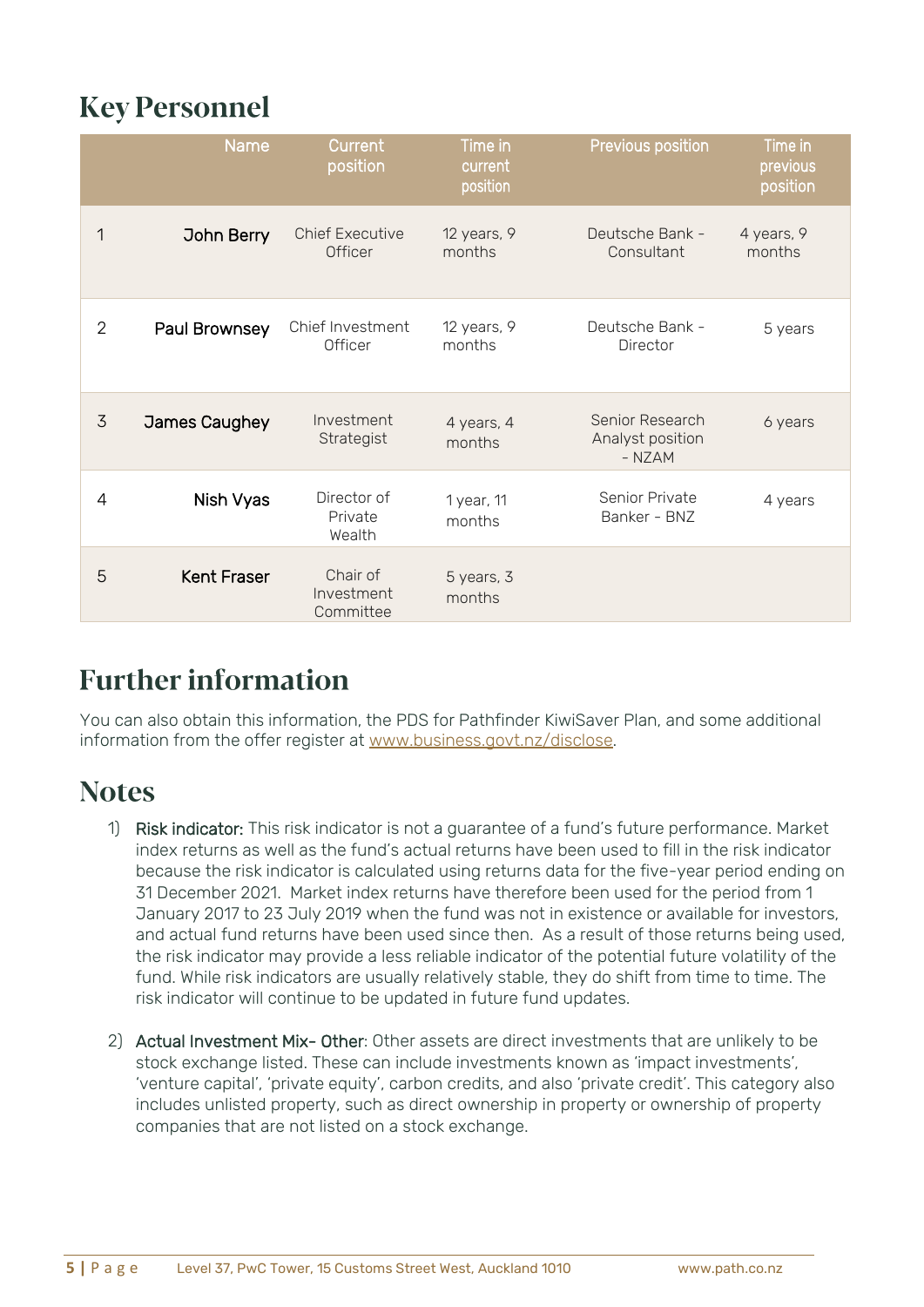## Key Personnel

| | Name | Current position | Time in current position | Previous position | Time in previous position |
|---|---|---|---|---|---|
| 1 | John Berry | Chief Executive Officer | 12 years, 9 months | Deutsche Bank - Consultant | 4 years, 9 months |
| 2 | Paul Brownsey | Chief Investment Officer | 12 years, 9 months | Deutsche Bank - Director | 5 years |
| 3 | James Caughey | Investment Strategist | 4 years, 4 months | Senior Research Analyst position - NZAM | 6 years |
| 4 | Nish Vyas | Director of Private Wealth | 1 year, 11 months | Senior Private Banker - BNZ | 4 years |
| 5 | Kent Fraser | Chair of Investment Committee | 5 years, 3 months | | |

## Further information

You can also obtain this information, the PDS for Pathfinder KiwiSaver Plan, and some additional information from the offer register at www.business.govt.nz/disclose.

## Notes

1) Risk indicator: This risk indicator is not a guarantee of a fund's future performance. Market index returns as well as the fund's actual returns have been used to fill in the risk indicator because the risk indicator is calculated using returns data for the five-year period ending on 31 December 2021. Market index returns have therefore been used for the period from 1 January 2017 to 23 July 2019 when the fund was not in existence or available for investors, and actual fund returns have been used since then. As a result of those returns being used, the risk indicator may provide a less reliable indicator of the potential future volatility of the fund. While risk indicators are usually relatively stable, they do shift from time to time. The risk indicator will continue to be updated in future fund updates.

2) Actual Investment Mix- Other: Other assets are direct investments that are unlikely to be stock exchange listed. These can include investments known as 'impact investments', 'venture capital', 'private equity', carbon credits, and also 'private credit'. This category also includes unlisted property, such as direct ownership in property or ownership of property companies that are not listed on a stock exchange.